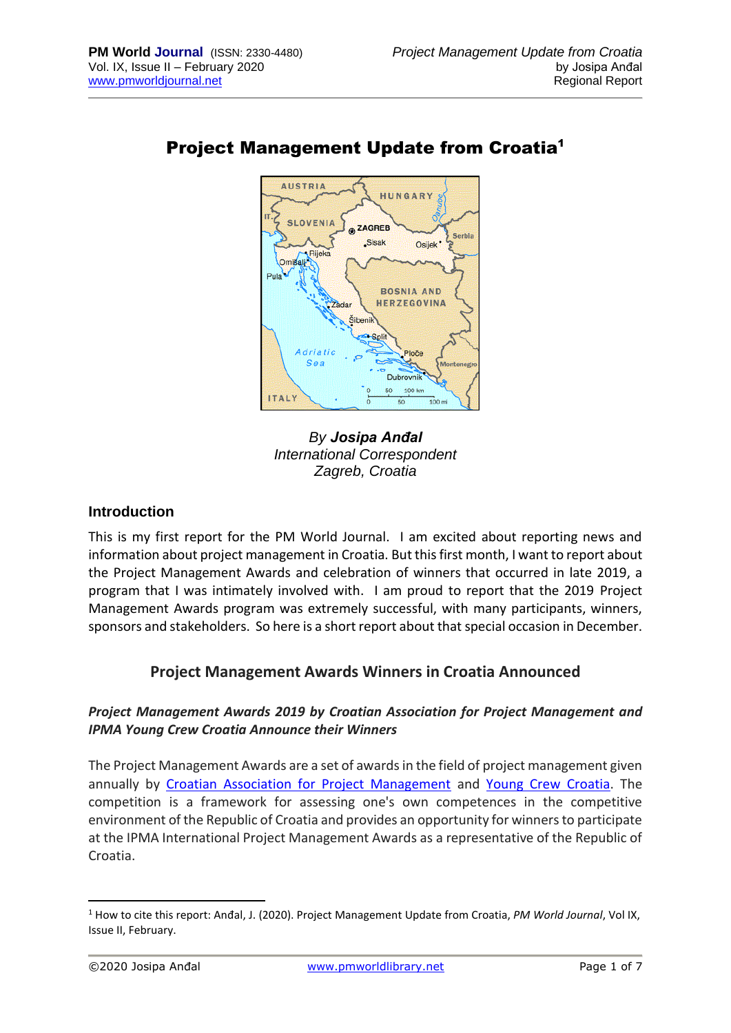# Project Management Update from Croatia[1]

*By* ***Josipa Anđal***
*International Correspondent*
*Zagreb, Croatia*

## Introduction

This is my first report for the PM World Journal. I am excited about reporting news and information about project management in Croatia. But this first month, I want to report about the Project Management Awards and celebration of winners that occurred in late 2019, a program that I was intimately involved with. I am proud to report that the 2019 Project Management Awards program was extremely successful, with many participants, winners, sponsors and stakeholders. So here is a short report about that special occasion in December.

## Project Management Awards Winners in Croatia Announced

***Project Management Awards 2019 by Croatian Association for Project Management and IPMA Young Crew Croatia Announce their Winners***

The Project Management Awards are a set of awards in the field of project management given annually by [Croatian Association for Project Management] and [Young Crew Croatia]. The competition is a framework for assessing one's own competences in the competitive environment of the Republic of Croatia and provides an opportunity for winners to participate at the IPMA International Project Management Awards as a representative of the Republic of Croatia.

---

[1] How to cite this report: Anđal, J. (2020). Project Management Update from Croatia, *PM World Journal*, Vol IX, Issue II, February.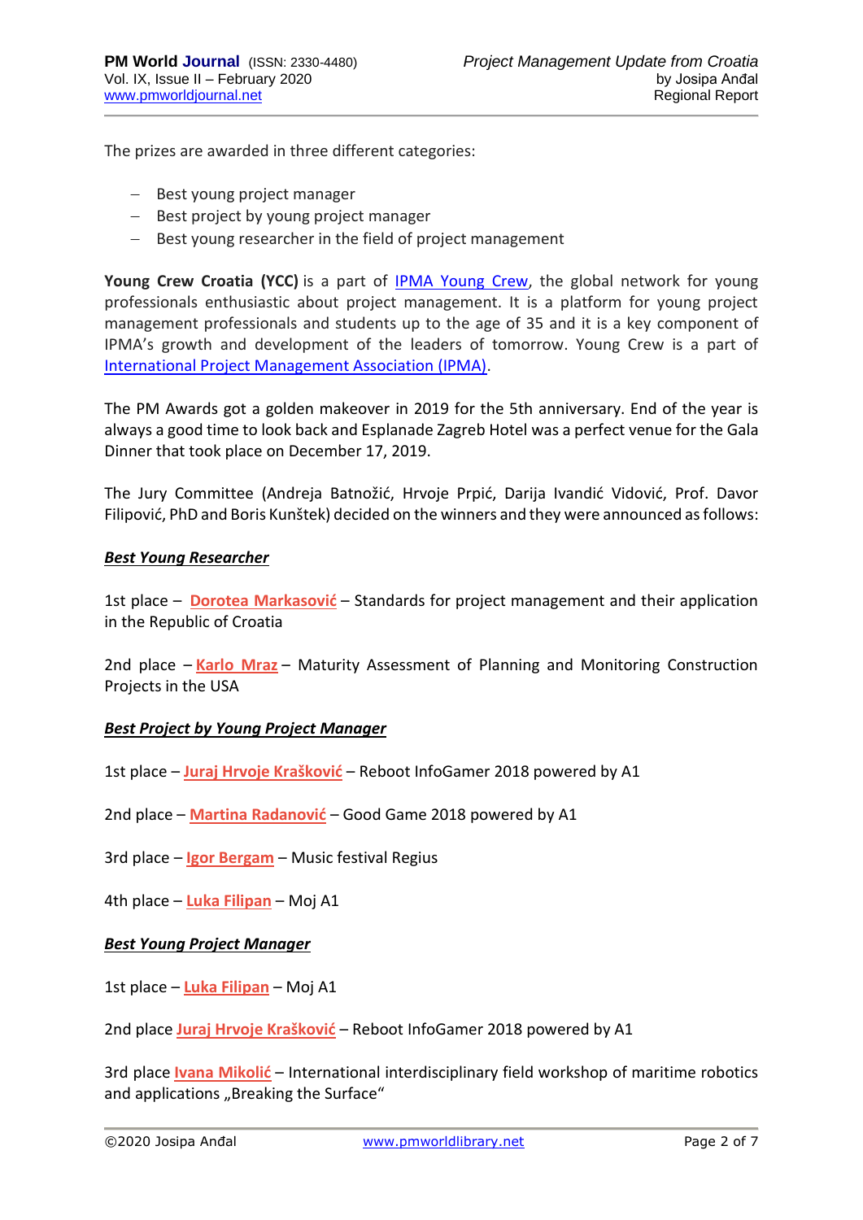The prizes are awarded in three different categories:

- Best young project manager
- Best project by young project manager
- Best young researcher in the field of project management

**Young Crew Croatia (YCC)** is a part of IPMA Young Crew, the global network for young professionals enthusiastic about project management. It is a platform for young project management professionals and students up to the age of 35 and it is a key component of IPMA's growth and development of the leaders of tomorrow. Young Crew is a part of International Project Management Association (IPMA).

The PM Awards got a golden makeover in 2019 for the 5th anniversary. End of the year is always a good time to look back and Esplanade Zagreb Hotel was a perfect venue for the Gala Dinner that took place on December 17, 2019.

The Jury Committee (Andreja Batnožić, Hrvoje Prpić, Darija Ivandić Vidović, Prof. Davor Filipović, PhD and Boris Kunštek) decided on the winners and they were announced as follows:

***Best Young Researcher***

1st place – **Dorotea Markasović** – Standards for project management and their application in the Republic of Croatia

2nd place – **Karlo Mraz** – Maturity Assessment of Planning and Monitoring Construction Projects in the USA

***Best Project by Young Project Manager***

1st place – **Juraj Hrvoje Krašković** – Reboot InfoGamer 2018 powered by A1

2nd place – **Martina Radanović** – Good Game 2018 powered by A1

3rd place – **Igor Bergam** – Music festival Regius

4th place – **Luka Filipan** – Moj A1

***Best Young Project Manager***

1st place – **Luka Filipan** – Moj A1

2nd place **Juraj Hrvoje Krašković** – Reboot InfoGamer 2018 powered by A1

3rd place **Ivana Mikolić** – International interdisciplinary field workshop of maritime robotics and applications „Breaking the Surface“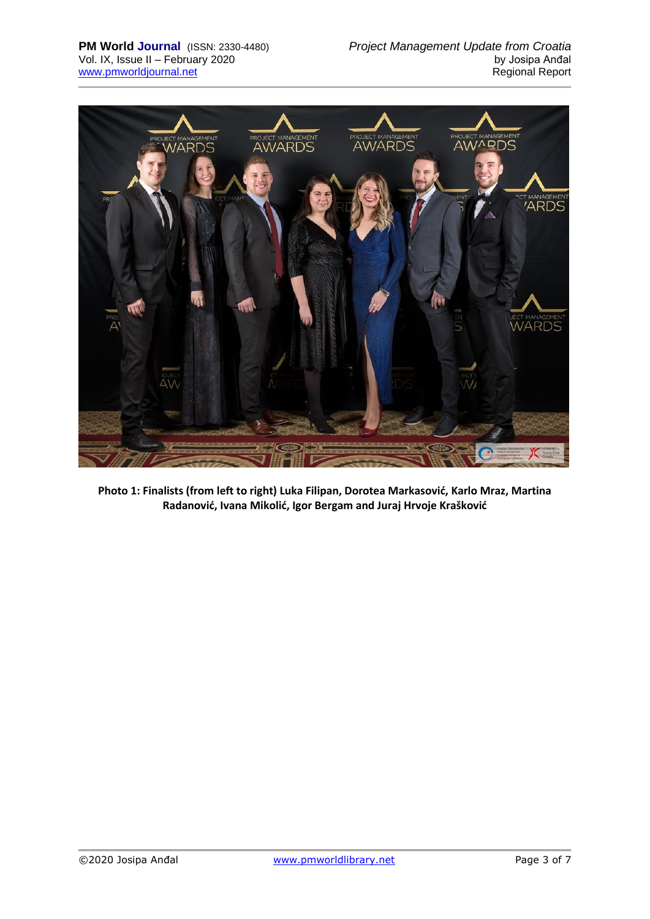**Photo 1: Finalists (from left to right) Luka Filipan, Dorotea Markasović, Karlo Mraz, Martina Radanović, Ivana Mikolić, Igor Bergam and Juraj Hrvoje Krašković**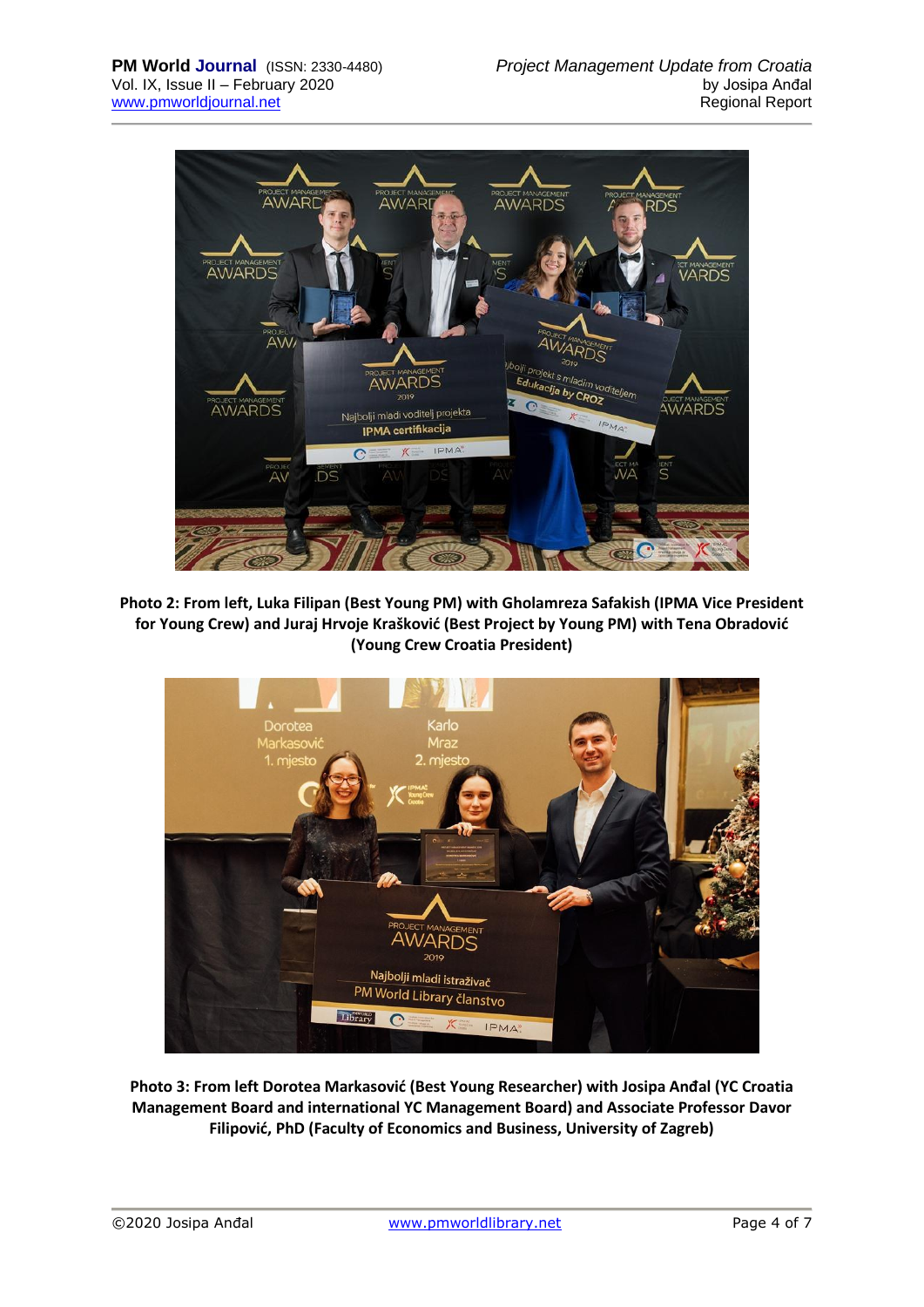**Photo 2: From left, Luka Filipan (Best Young PM) with Gholamreza Safakish (IPMA Vice President for Young Crew) and Juraj Hrvoje Krašković (Best Project by Young PM) with Tena Obradović (Young Crew Croatia President)**

**Photo 3: From left Dorotea Markasović (Best Young Researcher) with Josipa Anđal (YC Croatia Management Board and international YC Management Board) and Associate Professor Davor Filipović, PhD (Faculty of Economics and Business, University of Zagreb)**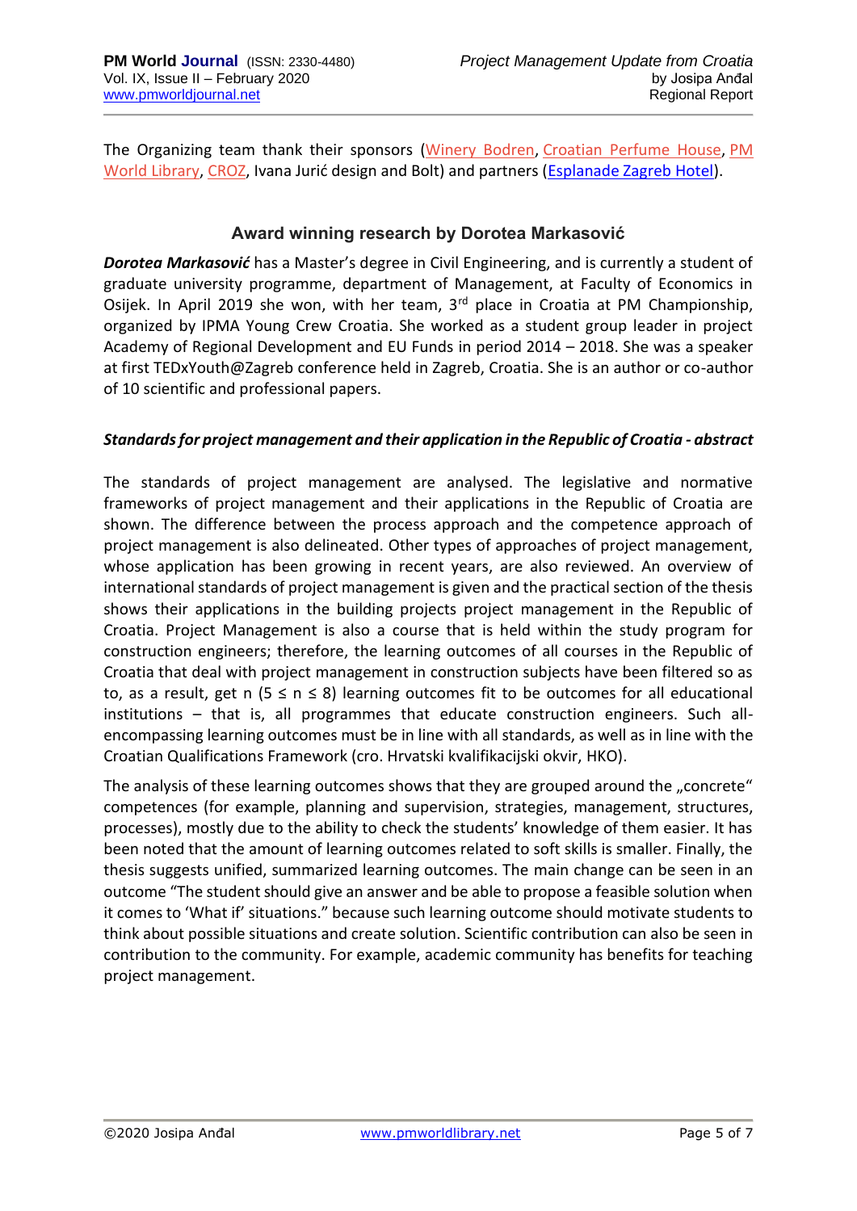The Organizing team thank their sponsors (Winery Bodren, Croatian Perfume House, PM World Library, CROZ, Ivana Jurić design and Bolt) and partners (Esplanade Zagreb Hotel).

## Award winning research by Dorotea Markasović

***Dorotea Markasović*** has a Master's degree in Civil Engineering, and is currently a student of graduate university programme, department of Management, at Faculty of Economics in Osijek. In April 2019 she won, with her team, 3rd place in Croatia at PM Championship, organized by IPMA Young Crew Croatia. She worked as a student group leader in project Academy of Regional Development and EU Funds in period 2014 – 2018. She was a speaker at first TEDxYouth@Zagreb conference held in Zagreb, Croatia. She is an author or co-author of 10 scientific and professional papers.

***Standards for project management and their application in the Republic of Croatia - abstract***

The standards of project management are analysed. The legislative and normative frameworks of project management and their applications in the Republic of Croatia are shown. The difference between the process approach and the competence approach of project management is also delineated. Other types of approaches of project management, whose application has been growing in recent years, are also reviewed. An overview of international standards of project management is given and the practical section of the thesis shows their applications in the building projects project management in the Republic of Croatia. Project Management is also a course that is held within the study program for construction engineers; therefore, the learning outcomes of all courses in the Republic of Croatia that deal with project management in construction subjects have been filtered so as to, as a result, get n ($5 \le n \le 8$) learning outcomes fit to be outcomes for all educational institutions – that is, all programmes that educate construction engineers. Such all-encompassing learning outcomes must be in line with all standards, as well as in line with the Croatian Qualifications Framework (cro. Hrvatski kvalifikacijski okvir, HKO).

The analysis of these learning outcomes shows that they are grouped around the „concrete" competences (for example, planning and supervision, strategies, management, structures, processes), mostly due to the ability to check the students' knowledge of them easier. It has been noted that the amount of learning outcomes related to soft skills is smaller. Finally, the thesis suggests unified, summarized learning outcomes. The main change can be seen in an outcome "The student should give an answer and be able to propose a feasible solution when it comes to 'What if' situations." because such learning outcome should motivate students to think about possible situations and create solution. Scientific contribution can also be seen in contribution to the community. For example, academic community has benefits for teaching project management.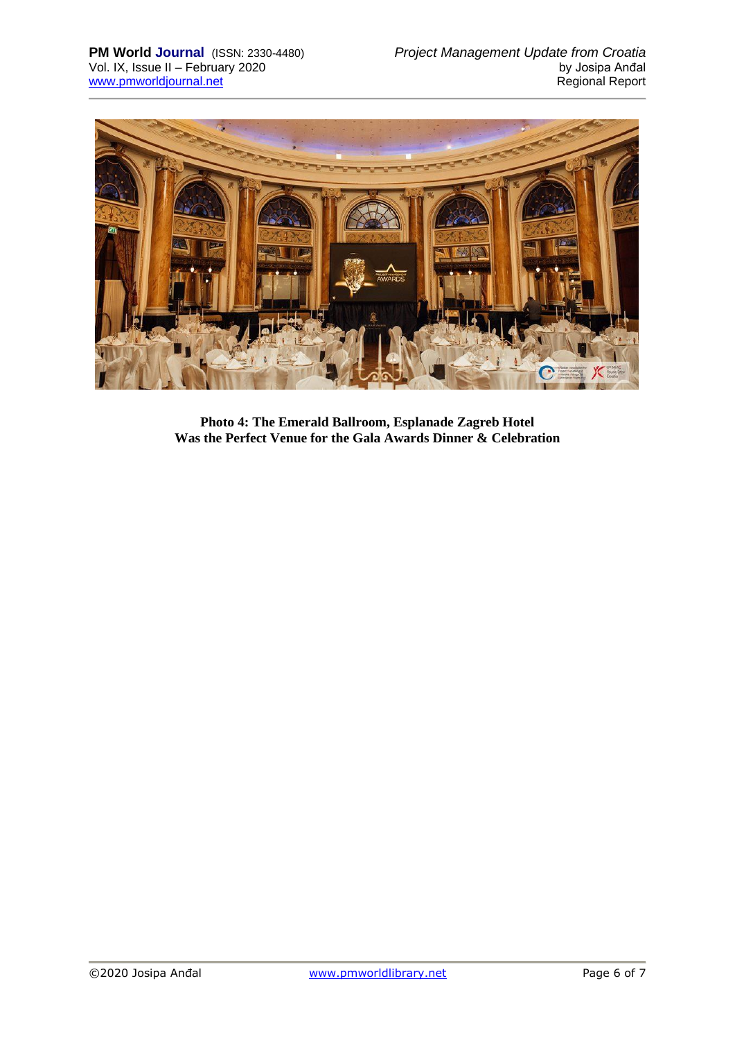**Photo 4: The Emerald Ballroom, Esplanade Zagreb Hotel**
**Was the Perfect Venue for the Gala Awards Dinner & Celebration**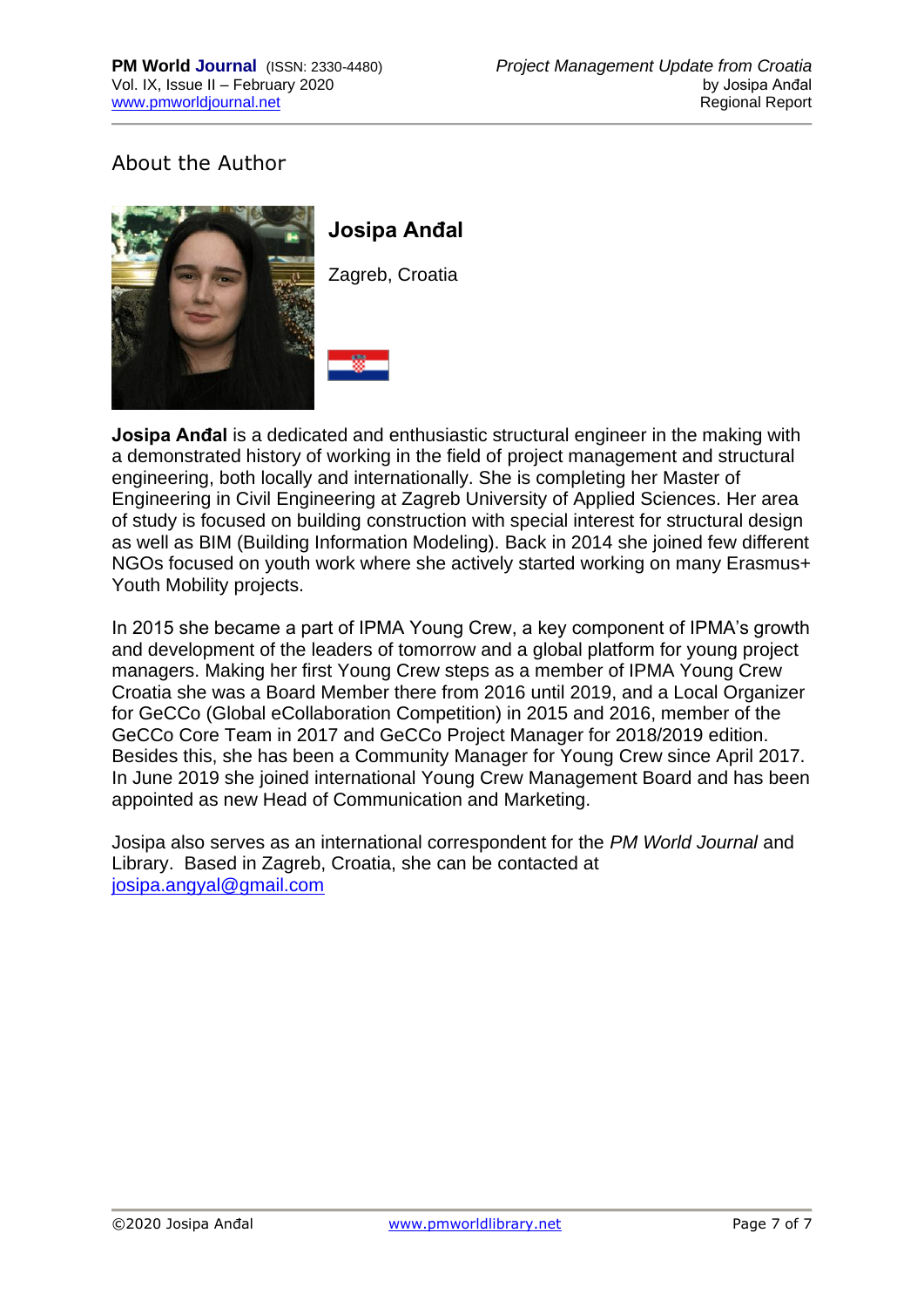## About the Author

### Josipa Anđal

Zagreb, Croatia

**Josipa Anđal** is a dedicated and enthusiastic structural engineer in the making with a demonstrated history of working in the field of project management and structural engineering, both locally and internationally. She is completing her Master of Engineering in Civil Engineering at Zagreb University of Applied Sciences. Her area of study is focused on building construction with special interest for structural design as well as BIM (Building Information Modeling). Back in 2014 she joined few different NGOs focused on youth work where she actively started working on many Erasmus+ Youth Mobility projects.

In 2015 she became a part of IPMA Young Crew, a key component of IPMA's growth and development of the leaders of tomorrow and a global platform for young project managers. Making her first Young Crew steps as a member of IPMA Young Crew Croatia she was a Board Member there from 2016 until 2019, and a Local Organizer for GeCCo (Global eCollaboration Competition) in 2015 and 2016, member of the GeCCo Core Team in 2017 and GeCCo Project Manager for 2018/2019 edition. Besides this, she has been a Community Manager for Young Crew since April 2017. In June 2019 she joined international Young Crew Management Board and has been appointed as new Head of Communication and Marketing.

Josipa also serves as an international correspondent for the *PM World Journal* and Library. Based in Zagreb, Croatia, she can be contacted at josipa.angyal@gmail.com